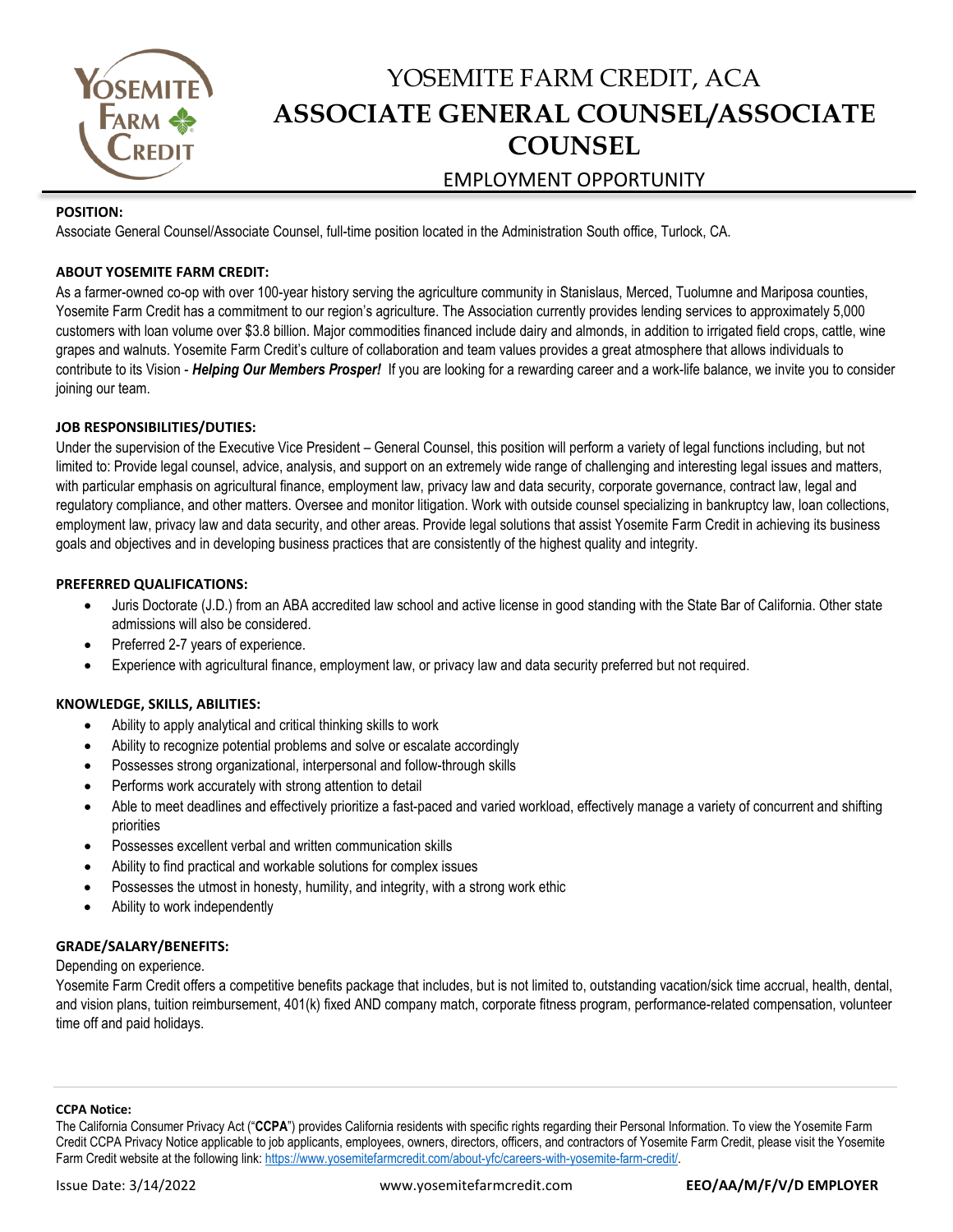# YOSEMITE FARM CREDIT, ACA

# ASSOCIATE GENERAL COUNSEL/ASSOCIATE COUNSEL

## EMPLOYMENT OPPORTUNITY

**POSITION:**

Associate General Counsel/Associate Counsel, full-time position located in the Administration South office, Turlock, CA.

**ABOUT YOSEMITE FARM CREDIT:**

As a farmer-owned co-op with over 100-year history serving the agriculture community in Stanislaus, Merced, Tuolumne and Mariposa counties, Yosemite Farm Credit has a commitment to our region's agriculture. The Association currently provides lending services to approximately 5,000 customers with loan volume over $3.8 billion. Major commodities financed include dairy and almonds, in addition to irrigated field crops, cattle, wine grapes and walnuts. Yosemite Farm Credit's culture of collaboration and team values provides a great atmosphere that allows individuals to contribute to its Vision - ***Helping Our Members Prosper!*** If you are looking for a rewarding career and a work-life balance, we invite you to consider joining our team.

**JOB RESPONSIBILITIES/DUTIES:**

Under the supervision of the Executive Vice President – General Counsel, this position will perform a variety of legal functions including, but not limited to: Provide legal counsel, advice, analysis, and support on an extremely wide range of challenging and interesting legal issues and matters, with particular emphasis on agricultural finance, employment law, privacy law and data security, corporate governance, contract law, legal and regulatory compliance, and other matters. Oversee and monitor litigation. Work with outside counsel specializing in bankruptcy law, loan collections, employment law, privacy law and data security, and other areas. Provide legal solutions that assist Yosemite Farm Credit in achieving its business goals and objectives and in developing business practices that are consistently of the highest quality and integrity.

**PREFERRED QUALIFICATIONS:**

- Juris Doctorate (J.D.) from an ABA accredited law school and active license in good standing with the State Bar of California. Other state admissions will also be considered.
- Preferred 2-7 years of experience.
- Experience with agricultural finance, employment law, or privacy law and data security preferred but not required.

**KNOWLEDGE, SKILLS, ABILITIES:**

- Ability to apply analytical and critical thinking skills to work
- Ability to recognize potential problems and solve or escalate accordingly
- Possesses strong organizational, interpersonal and follow-through skills
- Performs work accurately with strong attention to detail
- Able to meet deadlines and effectively prioritize a fast-paced and varied workload, effectively manage a variety of concurrent and shifting priorities
- Possesses excellent verbal and written communication skills
- Ability to find practical and workable solutions for complex issues
- Possesses the utmost in honesty, humility, and integrity, with a strong work ethic
- Ability to work independently

**GRADE/SALARY/BENEFITS:**

Depending on experience.

Yosemite Farm Credit offers a competitive benefits package that includes, but is not limited to, outstanding vacation/sick time accrual, health, dental, and vision plans, tuition reimbursement, 401(k) fixed AND company match, corporate fitness program, performance-related compensation, volunteer time off and paid holidays.

---

**CCPA Notice:**

The California Consumer Privacy Act ("**CCPA**") provides California residents with specific rights regarding their Personal Information. To view the Yosemite Farm Credit CCPA Privacy Notice applicable to job applicants, employees, owners, directors, officers, and contractors of Yosemite Farm Credit, please visit the Yosemite Farm Credit website at the following link: https://www.yosemitefarmcredit.com/about-yfc/careers-with-yosemite-farm-credit/.

Issue Date: 3/14/2022 www.yosemitefarmcredit.com **EEO/AA/M/F/V/D EMPLOYER**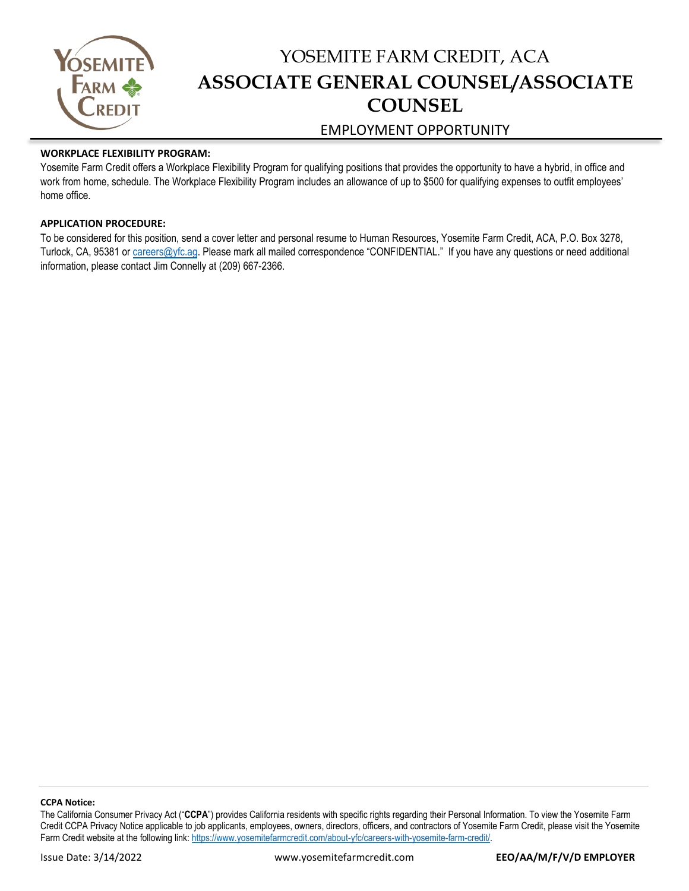# YOSEMITE FARM CREDIT, ACA

# ASSOCIATE GENERAL COUNSEL/ASSOCIATE COUNSEL

## EMPLOYMENT OPPORTUNITY

**WORKPLACE FLEXIBILITY PROGRAM:**

Yosemite Farm Credit offers a Workplace Flexibility Program for qualifying positions that provides the opportunity to have a hybrid, in office and work from home, schedule. The Workplace Flexibility Program includes an allowance of up to $500 for qualifying expenses to outfit employees' home office.

**APPLICATION PROCEDURE:**

To be considered for this position, send a cover letter and personal resume to Human Resources, Yosemite Farm Credit, ACA, P.O. Box 3278, Turlock, CA, 95381 or careers@yfc.ag. Please mark all mailed correspondence "CONFIDENTIAL." If you have any questions or need additional information, please contact Jim Connelly at (209) 667-2366.

**CCPA Notice:**

The California Consumer Privacy Act ("**CCPA**") provides California residents with specific rights regarding their Personal Information. To view the Yosemite Farm Credit CCPA Privacy Notice applicable to job applicants, employees, owners, directors, officers, and contractors of Yosemite Farm Credit, please visit the Yosemite Farm Credit website at the following link: https://www.yosemitefarmcredit.com/about-yfc/careers-with-yosemite-farm-credit/.

Issue Date: 3/14/2022 | www.yosemitefarmcredit.com | **EEO/AA/M/F/V/D EMPLOYER**